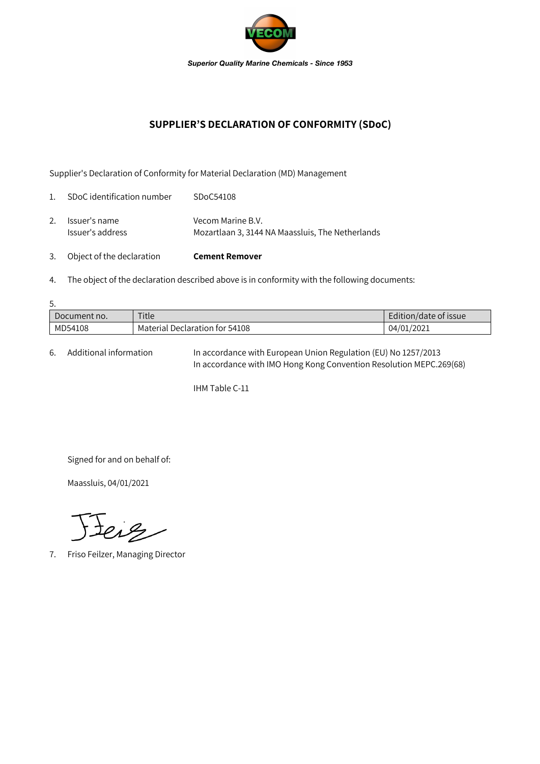*Superior Quality Marine Chemicals - Since 1953*

## SUPPLIER'S DECLARATION OF CONFORMITY (SDoC)

Supplier's Declaration of Conformity for Material Declaration (MD) Management

1. SDoC identification number SDoC54108

2. Issuer's name Vecom Marine B.V.
   Issuer's address Mozartlaan 3, 3144 NA Maassluis, The Netherlands

3. Object of the declaration **Cement Remover**

4. The object of the declaration described above is in conformity with the following documents:

5.

| Document no. | Title | Edition/date of issue |
|---|---|---|
| MD54108 | Material Declaration for 54108 | 04/01/2021 |

6. Additional information In accordance with European Union Regulation (EU) No 1257/2013
   In accordance with IMO Hong Kong Convention Resolution MEPC.269(68)

   IHM Table C-11

Signed for and on behalf of:

Maassluis, 04/01/2021

7. Friso Feilzer, Managing Director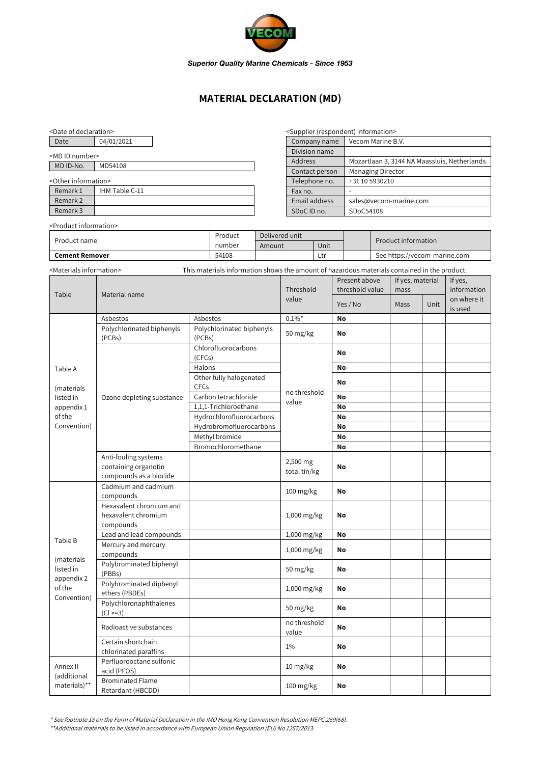VECOM

*Superior Quality Marine Chemicals - Since 1953*

# MATERIAL DECLARATION (MD)

<Date of declaration>

| | |
|---|---|
| Date | 04/01/2021 |

<MD ID number>

| | |
|---|---|
| MD ID-No. | MD54108 |

<Other information>

| | |
|---|---|
| Remark 1 | IHM Table C-11 |
| Remark 2 | |
| Remark 3 | |

<Supplier (respondent) information>

| | |
|---|---|
| Company name | Vecom Marine B.V. |
| Division name | - |
| Address | Mozartlaan 3, 3144 NA Maassluis, Netherlands |
| Contact person | Managing Director |
| Telephone no. | +31 10 5930210 |
| Fax no. | - |
| Email address | sales@vecom-marine.com |
| SDoC ID no. | SDoC54108 |

<Product information>

| Product name | Product number | Delivered unit | | | Product information |
|---|---|---|---|---|---|
| | | Amount | Unit | | |
| **Cement Remover** | 54108 | | Ltr | | See https://vecom-marine.com |

<Materials information> This materials information shows the amount of hazardous materials contained in the product.

| Table | Material name | | Threshold value | Present above threshold value | If yes, material mass | | If yes, information on where it is used |
|---|---|---|---|---|---|---|---|
| | | | | Yes / No | Mass | Unit | |
| Table A (materials listed in appendix 1 of the Convention) | Asbestos | Asbestos | 0.1%* | **No** | | | |
| | Polychlorinated biphenyls (PCBs) | Polychlorinated biphenyls (PCBs) | 50 mg/kg | **No** | | | |
| | Ozone depleting substance | Chlorofluorocarbons (CFCs) | no threshold value | **No** | | | |
| | | Halons | | **No** | | | |
| | | Other fully halogenated CFCs | | **No** | | | |
| | | Carbon tetrachloride | | **No** | | | |
| | | 1,1,1-Trichloroethane | | **No** | | | |
| | | Hydrochlorofluorocarbons | | **No** | | | |
| | | Hydrobromofluorocarbons | | **No** | | | |
| | | Methyl bromide | | **No** | | | |
| | | Bromochloromethane | | **No** | | | |
| | Anti-fouling systems containing organotin compounds as a biocide | | 2,500 mg total tin/kg | **No** | | | |
| Table B (materials listed in appendix 2 of the Convention) | Cadmium and cadmium compounds | | 100 mg/kg | **No** | | | |
| | Hexavalent chromium and hexavalent chromium compounds | | 1,000 mg/kg | **No** | | | |
| | Lead and lead compounds | | 1,000 mg/kg | **No** | | | |
| | Mercury and mercury compounds | | 1,000 mg/kg | **No** | | | |
| | Polybrominated biphenyl (PBBs) | | 50 mg/kg | **No** | | | |
| | Polybrominated diphenyl ethers (PBDEs) | | 1,000 mg/kg | **No** | | | |
| | Polychloronaphthalenes (Cl >=3) | | 50 mg/kg | **No** | | | |
| | Radioactive substances | | no threshold value | **No** | | | |
| | Certain shortchain chlorinated paraffins | | 1% | **No** | | | |
| Annex II (additional materials)** | Perfluorooctane sulfonic acid (PFOS) | | 10 mg/kg | **No** | | | |
| | Brominated Flame Retardant (HBCDD) | | 100 mg/kg | **No** | | | |

*\* See footnote 18 on the Form of Material Declaration in the IMO Hong Kong Convention Resolution MEPC.269(68).*

*\*\*Additional materials to be listed in accordance with European Union Regulation (EU) No 1257/2013.*